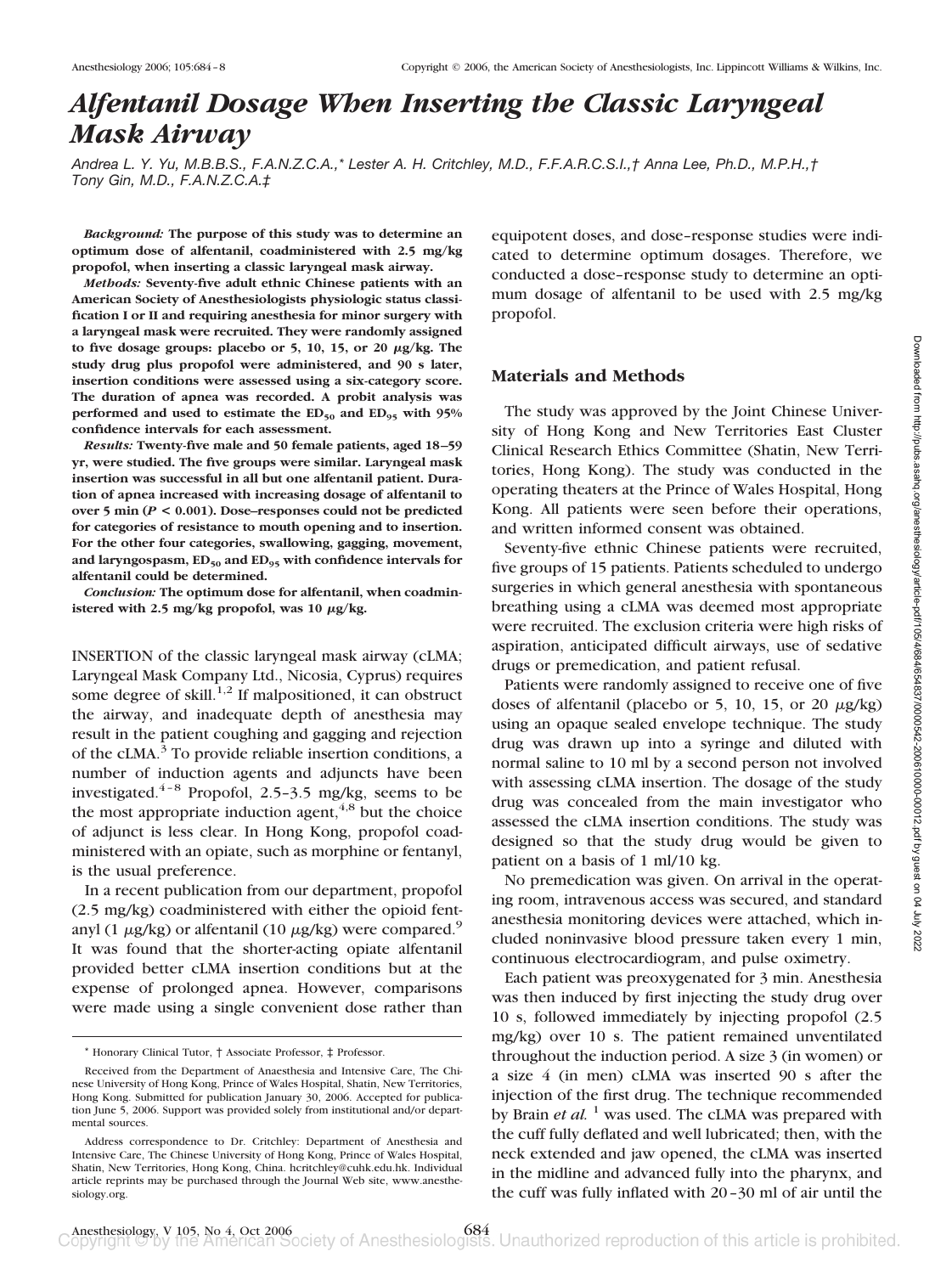# Alfentanil Dosage When Inserting the Classic Laryngeal Mask Airway

*Andrea L. Y. Yu, M.B.B.S., F.A.N.Z.C.A.,\* Lester A. H. Critchley, M.D., F.F.A.R.C.S.I.,† Anna Lee, Ph.D., M.P.H.,† Tony Gin, M.D., F.A.N.Z.C.A.‡*

***Background:*** **The purpose of this study was to determine an optimum dose of alfentanil, coadministered with 2.5 mg/kg propofol, when inserting a classic laryngeal mask airway.**

***Methods:*** **Seventy-five adult ethnic Chinese patients with an American Society of Anesthesiologists physiologic status classification I or II and requiring anesthesia for minor surgery with a laryngeal mask were recruited. They were randomly assigned to five dosage groups: placebo or 5, 10, 15, or 20 μg/kg. The study drug plus propofol were administered, and 90 s later, insertion conditions were assessed using a six-category score. The duration of apnea was recorded. A probit analysis was performed and used to estimate the $ED_{50}$ and $ED_{95}$ with 95% confidence intervals for each assessment.**

***Results:*** **Twenty-five male and 50 female patients, aged 18–59 yr, were studied. The five groups were similar. Laryngeal mask insertion was successful in all but one alfentanil patient. Duration of apnea increased with increasing dosage of alfentanil to over 5 min ($P < 0.001$). Dose–responses could not be predicted for categories of resistance to mouth opening and to insertion. For the other four categories, swallowing, gagging, movement, and laryngospasm, $ED_{50}$ and $ED_{95}$ with confidence intervals for alfentanil could be determined.**

***Conclusion:*** **The optimum dose for alfentanil, when coadministered with 2.5 mg/kg propofol, was 10 μg/kg.**

INSERTION of the classic laryngeal mask airway (cLMA; Laryngeal Mask Company Ltd., Nicosia, Cyprus) requires some degree of skill.[1,2] If malpositioned, it can obstruct the airway, and inadequate depth of anesthesia may result in the patient coughing and gagging and rejection of the cLMA.[3] To provide reliable insertion conditions, a number of induction agents and adjuncts have been investigated.[4–8] Propofol, 2.5–3.5 mg/kg, seems to be the most appropriate induction agent,[4,8] but the choice of adjunct is less clear. In Hong Kong, propofol coadministered with an opiate, such as morphine or fentanyl, is the usual preference.

In a recent publication from our department, propofol (2.5 mg/kg) coadministered with either the opioid fentanyl (1 μg/kg) or alfentanil (10 μg/kg) were compared.[9] It was found that the shorter-acting opiate alfentanil provided better cLMA insertion conditions but at the expense of prolonged apnea. However, comparisons were made using a single convenient dose rather than equipotent doses, and dose–response studies were indicated to determine optimum dosages. Therefore, we conducted a dose–response study to determine an optimum dosage of alfentanil to be used with 2.5 mg/kg propofol.

## Materials and Methods

The study was approved by the Joint Chinese University of Hong Kong and New Territories East Cluster Clinical Research Ethics Committee (Shatin, New Territories, Hong Kong). The study was conducted in the operating theaters at the Prince of Wales Hospital, Hong Kong. All patients were seen before their operations, and written informed consent was obtained.

Seventy-five ethnic Chinese patients were recruited, five groups of 15 patients. Patients scheduled to undergo surgeries in which general anesthesia with spontaneous breathing using a cLMA was deemed most appropriate were recruited. The exclusion criteria were high risks of aspiration, anticipated difficult airways, use of sedative drugs or premedication, and patient refusal.

Patients were randomly assigned to receive one of five doses of alfentanil (placebo or 5, 10, 15, or 20 μg/kg) using an opaque sealed envelope technique. The study drug was drawn up into a syringe and diluted with normal saline to 10 ml by a second person not involved with assessing cLMA insertion. The dosage of the study drug was concealed from the main investigator who assessed the cLMA insertion conditions. The study was designed so that the study drug would be given to patient on a basis of 1 ml/10 kg.

No premedication was given. On arrival in the operating room, intravenous access was secured, and standard anesthesia monitoring devices were attached, which included noninvasive blood pressure taken every 1 min, continuous electrocardiogram, and pulse oximetry.

Each patient was preoxygenated for 3 min. Anesthesia was then induced by first injecting the study drug over 10 s, followed immediately by injecting propofol (2.5 mg/kg) over 10 s. The patient remained unventilated throughout the induction period. A size 3 (in women) or a size 4 (in men) cLMA was inserted 90 s after the injection of the first drug. The technique recommended by Brain *et al.* [1] was used. The cLMA was prepared with the cuff fully deflated and well lubricated; then, with the neck extended and jaw opened, the cLMA was inserted in the midline and advanced fully into the pharynx, and the cuff was fully inflated with 20–30 ml of air until the

---

\* Honorary Clinical Tutor, † Associate Professor, ‡ Professor.

Received from the Department of Anaesthesia and Intensive Care, The Chinese University of Hong Kong, Prince of Wales Hospital, Shatin, New Territories, Hong Kong. Submitted for publication January 30, 2006. Accepted for publication June 5, 2006. Support was provided solely from institutional and/or departmental sources.

Address correspondence to Dr. Critchley: Department of Anesthesia and Intensive Care, The Chinese University of Hong Kong, Prince of Wales Hospital, Shatin, New Territories, Hong Kong, China. hcritchley@cuhk.edu.hk. Individual article reprints may be purchased through the Journal Web site, www.anesthesiology.org.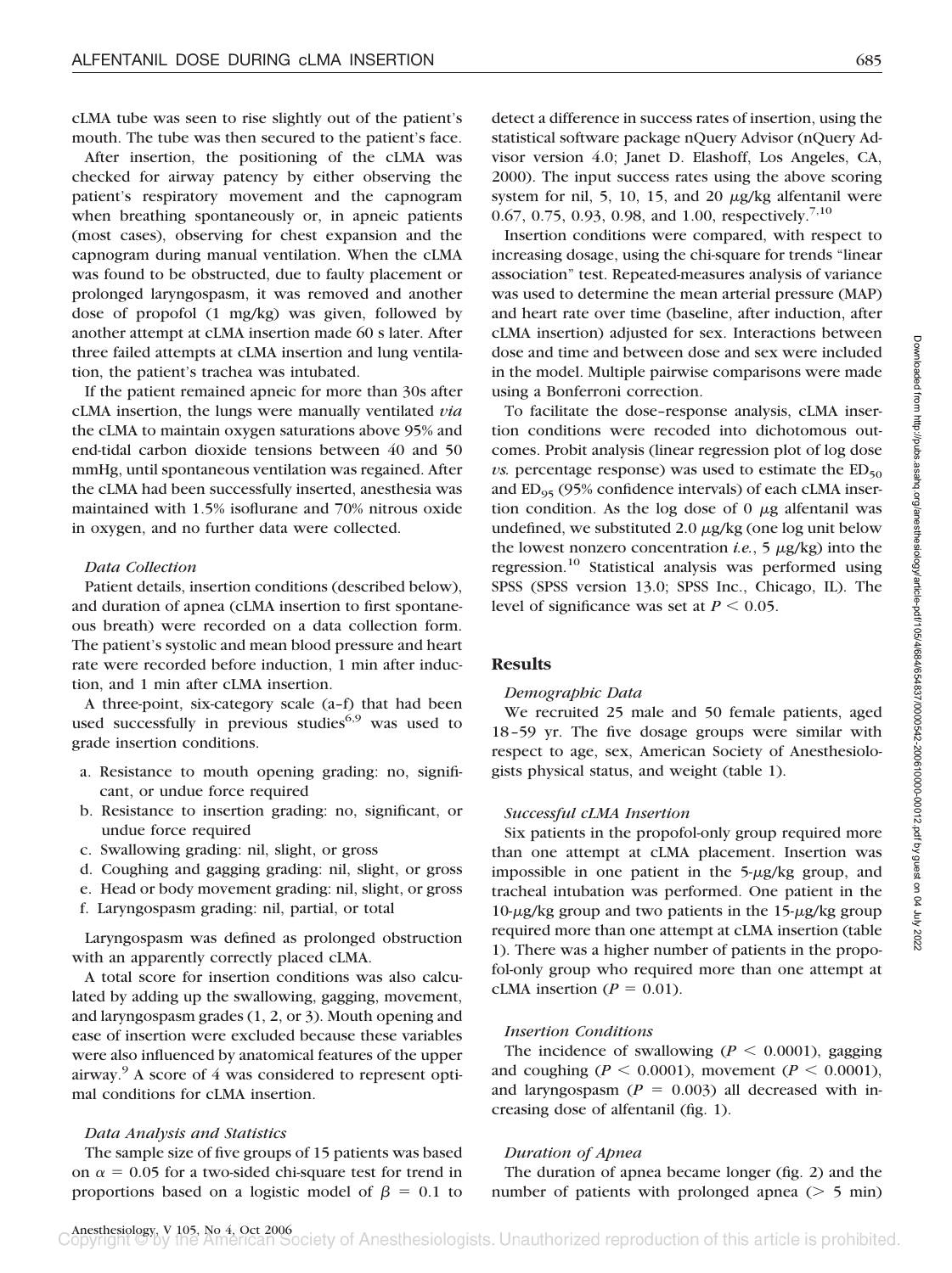cLMA tube was seen to rise slightly out of the patient's mouth. The tube was then secured to the patient's face.

After insertion, the positioning of the cLMA was checked for airway patency by either observing the patient's respiratory movement and the capnogram when breathing spontaneously or, in apneic patients (most cases), observing for chest expansion and the capnogram during manual ventilation. When the cLMA was found to be obstructed, due to faulty placement or prolonged laryngospasm, it was removed and another dose of propofol (1 mg/kg) was given, followed by another attempt at cLMA insertion made 60 s later. After three failed attempts at cLMA insertion and lung ventilation, the patient's trachea was intubated.

If the patient remained apneic for more than 30s after cLMA insertion, the lungs were manually ventilated *via* the cLMA to maintain oxygen saturations above 95% and end-tidal carbon dioxide tensions between 40 and 50 mmHg, until spontaneous ventilation was regained. After the cLMA had been successfully inserted, anesthesia was maintained with 1.5% isoflurane and 70% nitrous oxide in oxygen, and no further data were collected.

### *Data Collection*

Patient details, insertion conditions (described below), and duration of apnea (cLMA insertion to first spontaneous breath) were recorded on a data collection form. The patient's systolic and mean blood pressure and heart rate were recorded before induction, 1 min after induction, and 1 min after cLMA insertion.

A three-point, six-category scale (a–f) that had been used successfully in previous studies[6,9] was used to grade insertion conditions.

a. Resistance to mouth opening grading: no, significant, or undue force required
b. Resistance to insertion grading: no, significant, or undue force required
c. Swallowing grading: nil, slight, or gross
d. Coughing and gagging grading: nil, slight, or gross
e. Head or body movement grading: nil, slight, or gross
f. Laryngospasm grading: nil, partial, or total

Laryngospasm was defined as prolonged obstruction with an apparently correctly placed cLMA.

A total score for insertion conditions was also calculated by adding up the swallowing, gagging, movement, and laryngospasm grades (1, 2, or 3). Mouth opening and ease of insertion were excluded because these variables were also influenced by anatomical features of the upper airway.[9] A score of 4 was considered to represent optimal conditions for cLMA insertion.

### *Data Analysis and Statistics*

The sample size of five groups of 15 patients was based on $\alpha = 0.05$ for a two-sided chi-square test for trend in proportions based on a logistic model of $\beta = 0.1$ to detect a difference in success rates of insertion, using the statistical software package nQuery Advisor (nQuery Advisor version 4.0; Janet D. Elashoff, Los Angeles, CA, 2000). The input success rates using the above scoring system for nil, 5, 10, 15, and 20 $\mu$g/kg alfentanil were 0.67, 0.75, 0.93, 0.98, and 1.00, respectively.[7,10]

Insertion conditions were compared, with respect to increasing dosage, using the chi-square for trends "linear association" test. Repeated-measures analysis of variance was used to determine the mean arterial pressure (MAP) and heart rate over time (baseline, after induction, after cLMA insertion) adjusted for sex. Interactions between dose and time and between dose and sex were included in the model. Multiple pairwise comparisons were made using a Bonferroni correction.

To facilitate the dose–response analysis, cLMA insertion conditions were recoded into dichotomous outcomes. Probit analysis (linear regression plot of log dose *vs.* percentage response) was used to estimate the $ED_{50}$ and $ED_{95}$ (95% confidence intervals) of each cLMA insertion condition. As the log dose of 0 $\mu$g alfentanil was undefined, we substituted 2.0 $\mu$g/kg (one log unit below the lowest nonzero concentration *i.e.*, 5 $\mu$g/kg) into the regression.[10] Statistical analysis was performed using SPSS (SPSS version 13.0; SPSS Inc., Chicago, IL). The level of significance was set at $P < 0.05$.

## Results

### *Demographic Data*

We recruited 25 male and 50 female patients, aged 18–59 yr. The five dosage groups were similar with respect to age, sex, American Society of Anesthesiologists physical status, and weight (table 1).

### *Successful cLMA Insertion*

Six patients in the propofol-only group required more than one attempt at cLMA placement. Insertion was impossible in one patient in the 5-$\mu$g/kg group, and tracheal intubation was performed. One patient in the 10-$\mu$g/kg group and two patients in the 15-$\mu$g/kg group required more than one attempt at cLMA insertion (table 1). There was a higher number of patients in the propofol-only group who required more than one attempt at cLMA insertion ($P = 0.01$).

### *Insertion Conditions*

The incidence of swallowing ($P < 0.0001$), gagging and coughing ($P < 0.0001$), movement ($P < 0.0001$), and laryngospasm ($P = 0.003$) all decreased with increasing dose of alfentanil (fig. 1).

### *Duration of Apnea*

The duration of apnea became longer (fig. 2) and the number of patients with prolonged apnea (> 5 min)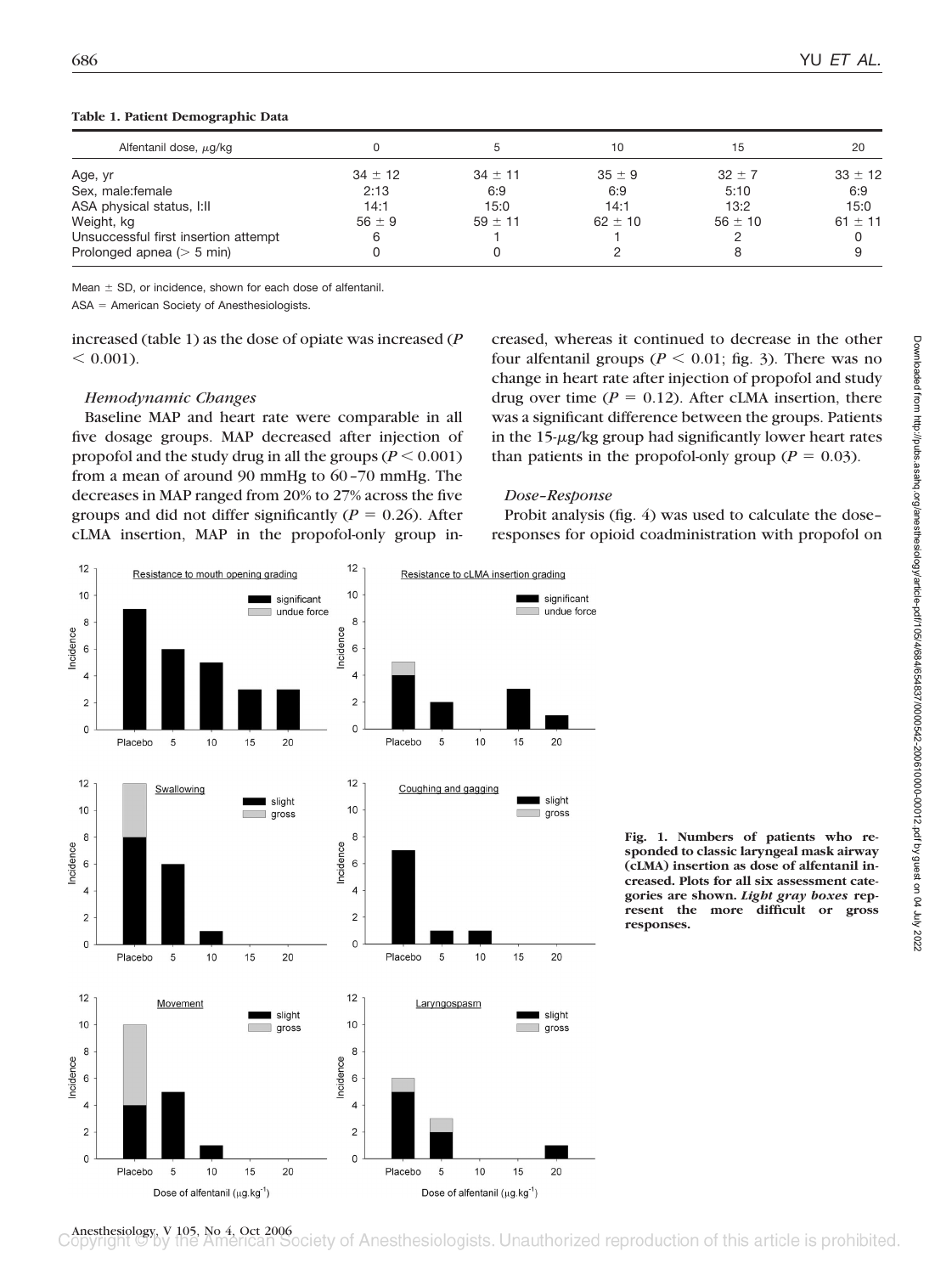**Table 1. Patient Demographic Data**

| Alfentanil dose, $\mu$g/kg | 0 | 5 | 10 | 15 | 20 |
|---|---|---|---|---|---|
| Age, yr | 34 ± 12 | 34 ± 11 | 35 ± 9 | 32 ± 7 | 33 ± 12 |
| Sex, male:female | 2:13 | 6:9 | 6:9 | 5:10 | 6:9 |
| ASA physical status, I:II | 14:1 | 15:0 | 14:1 | 13:2 | 15:0 |
| Weight, kg | 56 ± 9 | 59 ± 11 | 62 ± 10 | 56 ± 10 | 61 ± 11 |
| Unsuccessful first insertion attempt | 6 | 1 | 1 | 2 | 0 |
| Prolonged apnea (> 5 min) | 0 | 0 | 2 | 8 | 9 |

Mean ± SD, or incidence, shown for each dose of alfentanil.

ASA = American Society of Anesthesiologists.

increased (table 1) as the dose of opiate was increased ($P < 0.001$).

### *Hemodynamic Changes*

Baseline MAP and heart rate were comparable in all five dosage groups. MAP decreased after injection of propofol and the study drug in all the groups ($P < 0.001$) from a mean of around 90 mmHg to 60–70 mmHg. The decreases in MAP ranged from 20% to 27% across the five groups and did not differ significantly ($P = 0.26$). After cLMA insertion, MAP in the propofol-only group increased, whereas it continued to decrease in the other four alfentanil groups ($P < 0.01$; fig. 3). There was no change in heart rate after injection of propofol and study drug over time ($P = 0.12$). After cLMA insertion, there was a significant difference between the groups. Patients in the 15-$\mu$g/kg group had significantly lower heart rates than patients in the propofol-only group ($P = 0.03$).

### *Dose–Response*

Probit analysis (fig. 4) was used to calculate the dose–responses for opioid coadministration with propofol on

**Fig. 1. Numbers of patients who responded to classic laryngeal mask airway (cLMA) insertion as dose of alfentanil increased. Plots for all six assessment categories are shown. *Light gray boxes* represent the more difficult or gross responses.**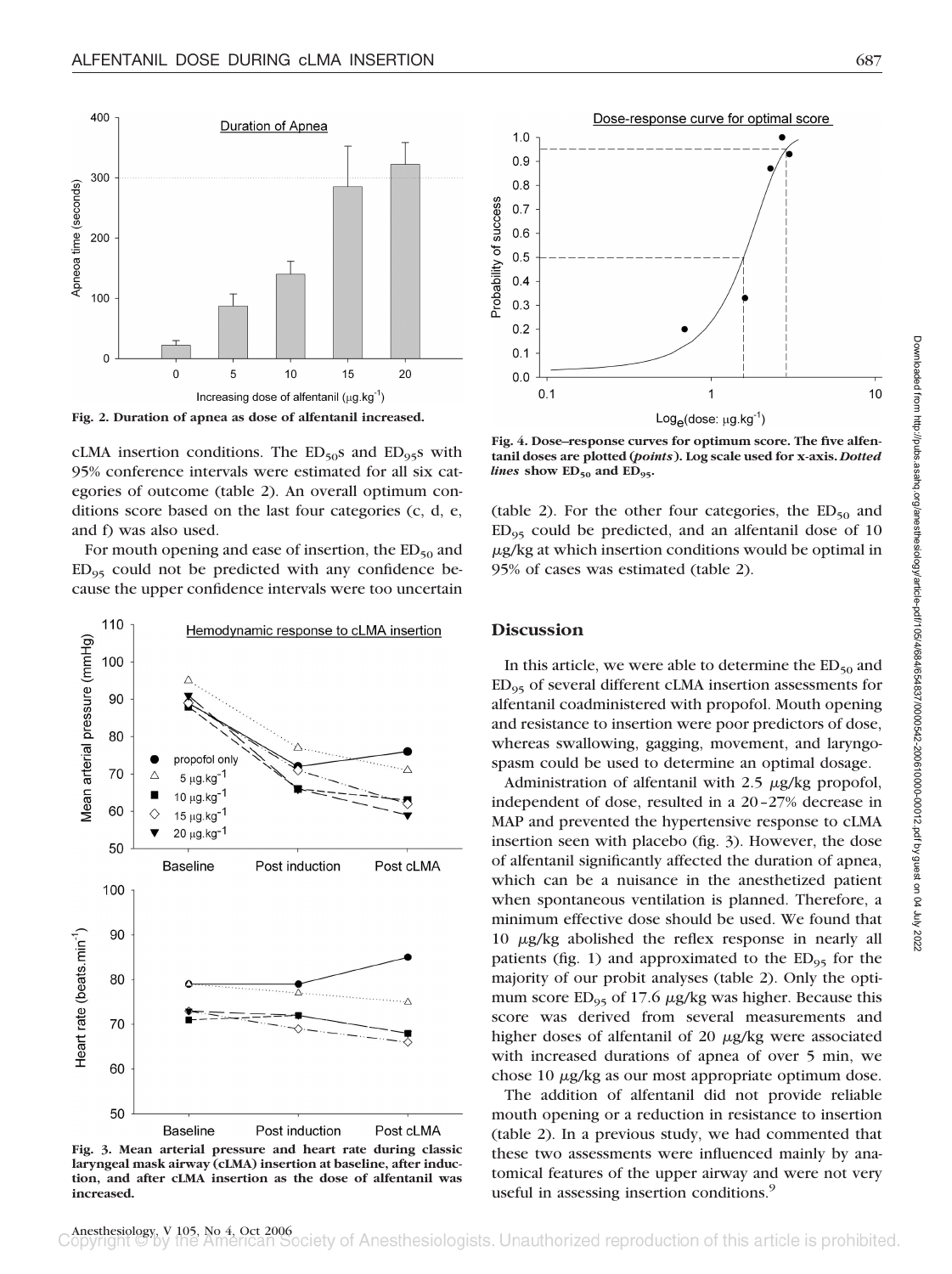Fig. 2. Duration of apnea as dose of alfentanil increased.

cLMA insertion conditions. The $ED_{50}$s and $ED_{95}$s with 95% conference intervals were estimated for all six categories of outcome (table 2). An overall optimum conditions score based on the last four categories (c, d, e, and f) was also used.

For mouth opening and ease of insertion, the $ED_{50}$ and $ED_{95}$ could not be predicted with any confidence because the upper confidence intervals were too uncertain (table 2). For the other four categories, the $ED_{50}$ and $ED_{95}$ could be predicted, and an alfentanil dose of 10 $\mu$g/kg at which insertion conditions would be optimal in 95% of cases was estimated (table 2).

Fig. 3. Mean arterial pressure and heart rate during classic laryngeal mask airway (cLMA) insertion at baseline, after induction, and after cLMA insertion as the dose of alfentanil was increased.

Fig. 4. Dose–response curves for optimum score. The five alfentanil doses are plotted (*points*). Log scale used for x-axis. *Dotted lines* show $ED_{50}$ and $ED_{95}$.

## Discussion

In this article, we were able to determine the $ED_{50}$ and $ED_{95}$ of several different cLMA insertion assessments for alfentanil coadministered with propofol. Mouth opening and resistance to insertion were poor predictors of dose, whereas swallowing, gagging, movement, and laryngospasm could be used to determine an optimal dosage.

Administration of alfentanil with 2.5 $\mu$g/kg propofol, independent of dose, resulted in a 20–27% decrease in MAP and prevented the hypertensive response to cLMA insertion seen with placebo (fig. 3). However, the dose of alfentanil significantly affected the duration of apnea, which can be a nuisance in the anesthetized patient when spontaneous ventilation is planned. Therefore, a minimum effective dose should be used. We found that 10 $\mu$g/kg abolished the reflex response in nearly all patients (fig. 1) and approximated to the $ED_{95}$ for the majority of our probit analyses (table 2). Only the optimum score $ED_{95}$ of 17.6 $\mu$g/kg was higher. Because this score was derived from several measurements and higher doses of alfentanil of 20 $\mu$g/kg were associated with increased durations of apnea of over 5 min, we chose 10 $\mu$g/kg as our most appropriate optimum dose.

The addition of alfentanil did not provide reliable mouth opening or a reduction in resistance to insertion (table 2). In a previous study, we had commented that these two assessments were influenced mainly by anatomical features of the upper airway and were not very useful in assessing insertion conditions.[9]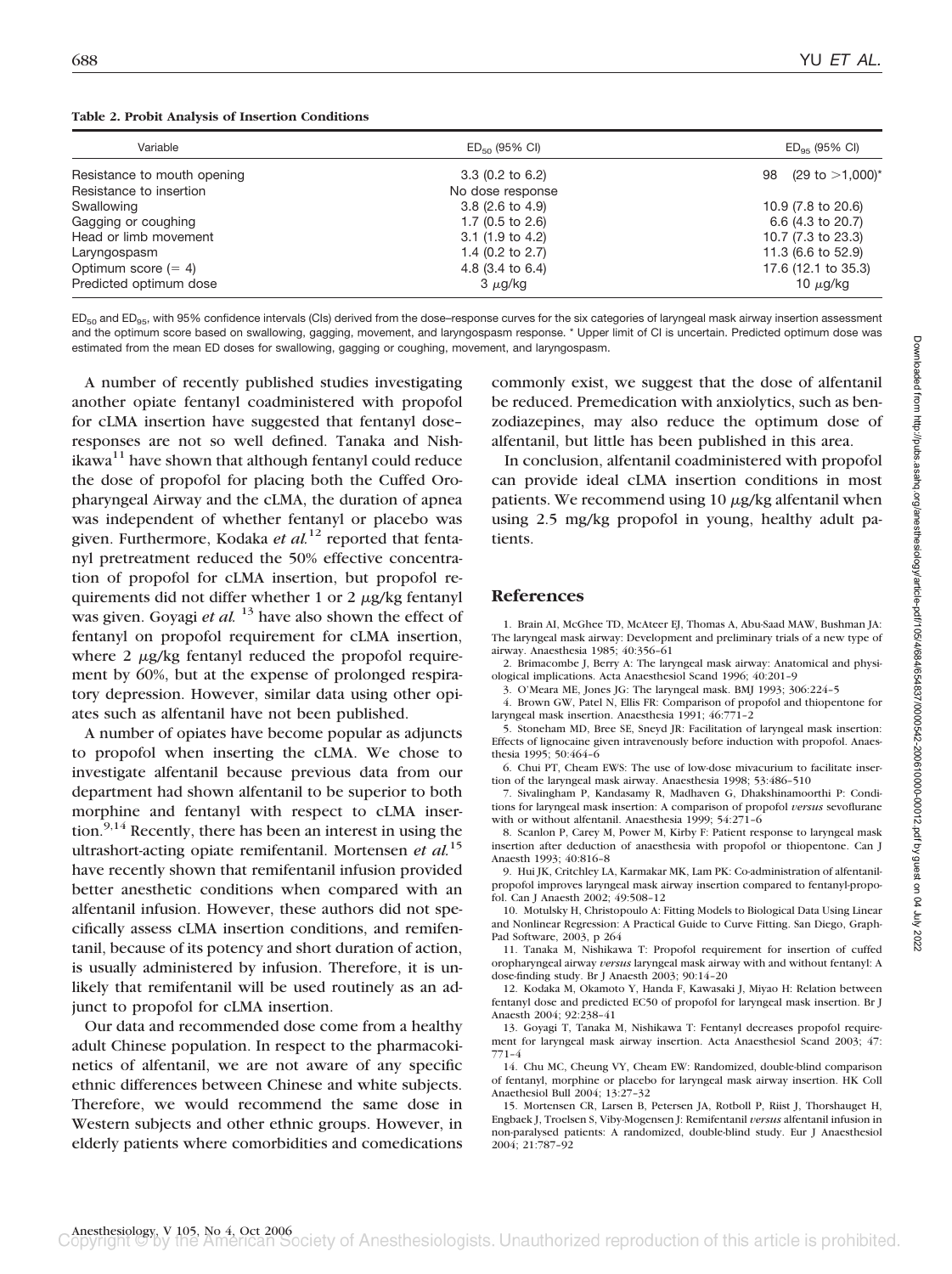**Table 2. Probit Analysis of Insertion Conditions**

| Variable | $ED_{50}$ (95% CI) | $ED_{95}$ (95% CI) |
|---|---|---|
| Resistance to mouth opening | 3.3 (0.2 to 6.2) | 98 (29 to >1,000)* |
| Resistance to insertion | No dose response | |
| Swallowing | 3.8 (2.6 to 4.9) | 10.9 (7.8 to 20.6) |
| Gagging or coughing | 1.7 (0.5 to 2.6) | 6.6 (4.3 to 20.7) |
| Head or limb movement | 3.1 (1.9 to 4.2) | 10.7 (7.3 to 23.3) |
| Laryngospasm | 1.4 (0.2 to 2.7) | 11.3 (6.6 to 52.9) |
| Optimum score (= 4) | 4.8 (3.4 to 6.4) | 17.6 (12.1 to 35.3) |
| Predicted optimum dose | 3 μg/kg | 10 μg/kg |

$ED_{50}$ and $ED_{95}$, with 95% confidence intervals (CIs) derived from the dose–response curves for the six categories of laryngeal mask airway insertion assessment and the optimum score based on swallowing, gagging, movement, and laryngospasm response. * Upper limit of CI is uncertain. Predicted optimum dose was estimated from the mean ED doses for swallowing, gagging or coughing, movement, and laryngospasm.

A number of recently published studies investigating another opiate fentanyl coadministered with propofol for cLMA insertion have suggested that fentanyl dose–responses are not so well defined. Tanaka and Nishikawa[11] have shown that although fentanyl could reduce the dose of propofol for placing both the Cuffed Oropharyngeal Airway and the cLMA, the duration of apnea was independent of whether fentanyl or placebo was given. Furthermore, Kodaka *et al.*[12] reported that fentanyl pretreatment reduced the 50% effective concentration of propofol for cLMA insertion, but propofol requirements did not differ whether 1 or 2 μg/kg fentanyl was given. Goyagi *et al.*[13] have also shown the effect of fentanyl on propofol requirement for cLMA insertion, where 2 μg/kg fentanyl reduced the propofol requirement by 60%, but at the expense of prolonged respiratory depression. However, similar data using other opiates such as alfentanil have not been published.

A number of opiates have become popular as adjuncts to propofol when inserting the cLMA. We chose to investigate alfentanil because previous data from our department had shown alfentanil to be superior to both morphine and fentanyl with respect to cLMA insertion.[9,14] Recently, there has been an interest in using the ultrashort-acting opiate remifentanil. Mortensen *et al.*[15] have recently shown that remifentanil infusion provided better anesthetic conditions when compared with an alfentanil infusion. However, these authors did not specifically assess cLMA insertion conditions, and remifentanil, because of its potency and short duration of action, is usually administered by infusion. Therefore, it is unlikely that remifentanil will be used routinely as an adjunct to propofol for cLMA insertion.

Our data and recommended dose come from a healthy adult Chinese population. In respect to the pharmacokinetics of alfentanil, we are not aware of any specific ethnic differences between Chinese and white subjects. Therefore, we would recommend the same dose in Western subjects and other ethnic groups. However, in elderly patients where comorbidities and comedications commonly exist, we suggest that the dose of alfentanil be reduced. Premedication with anxiolytics, such as benzodiazepines, may also reduce the optimum dose of alfentanil, but little has been published in this area.

In conclusion, alfentanil coadministered with propofol can provide ideal cLMA insertion conditions in most patients. We recommend using 10 μg/kg alfentanil when using 2.5 mg/kg propofol in young, healthy adult patients.

## References

1. Brain AI, McGhee TD, McAteer EJ, Thomas A, Abu-Saad MAW, Bushman JA: The laryngeal mask airway: Development and preliminary trials of a new type of airway. Anaesthesia 1985; 40:356–61
2. Brimacombe J, Berry A: The laryngeal mask airway: Anatomical and physiological implications. Acta Anaesthesiol Scand 1996; 40:201–9
3. O'Meara ME, Jones JG: The laryngeal mask. BMJ 1993; 306:224–5
4. Brown GW, Patel N, Ellis FR: Comparison of propofol and thiopentone for laryngeal mask insertion. Anaesthesia 1991; 46:771–2
5. Stoneham MD, Bree SE, Sneyd JR: Facilitation of laryngeal mask insertion: Effects of lignocaine given intravenously before induction with propofol. Anaesthesia 1995; 50:464–6
6. Chui PT, Cheam EWS: The use of low-dose mivacurium to facilitate insertion of the laryngeal mask airway. Anaesthesia 1998; 53:486–510
7. Sivalingham P, Kandasamy R, Madhaven G, Dhakshinamoorthi P: Conditions for laryngeal mask insertion: A comparison of propofol *versus* sevoflurane with or without alfentanil. Anaesthesia 1999; 54:271–6
8. Scanlon P, Carey M, Power M, Kirby F: Patient response to laryngeal mask insertion after deduction of anaesthesia with propofol or thiopentone. Can J Anaesth 1993; 40:816–8
9. Hui JK, Critchley LA, Karmakar MK, Lam PK: Co-administration of alfentanil-propofol improves laryngeal mask airway insertion compared to fentanyl-propofol. Can J Anaesth 2002; 49:508–12
10. Motulsky H, Christopoulo A: Fitting Models to Biological Data Using Linear and Nonlinear Regression: A Practical Guide to Curve Fitting. San Diego, GraphPad Software, 2003, p 264
11. Tanaka M, Nishikawa T: Propofol requirement for insertion of cuffed oropharyngeal airway *versus* laryngeal mask airway with and without fentanyl: A dose-finding study. Br J Anaesth 2003; 90:14–20
12. Kodaka M, Okamoto Y, Handa F, Kawasaki J, Miyao H: Relation between fentanyl dose and predicted EC50 of propofol for laryngeal mask insertion. Br J Anaesth 2004; 92:238–41
13. Goyagi T, Tanaka M, Nishikawa T: Fentanyl decreases propofol requirement for laryngeal mask airway insertion. Acta Anaesthesiol Scand 2003; 47:771–4
14. Chu MC, Cheung VY, Cheam EW: Randomized, double-blind comparison of fentanyl, morphine or placebo for laryngeal mask airway insertion. HK Coll Anaethesiol Bull 2004; 13:27–32
15. Mortensen CR, Larsen B, Petersen JA, Rotboll P, Riist J, Thorshauget H, Engbaek J, Troelsen S, Viby-Mogensen J: Remifentanil *versus* alfentanil infusion in non-paralysed patients: A randomized, double-blind study. Eur J Anaesthesiol 2004; 21:787–92